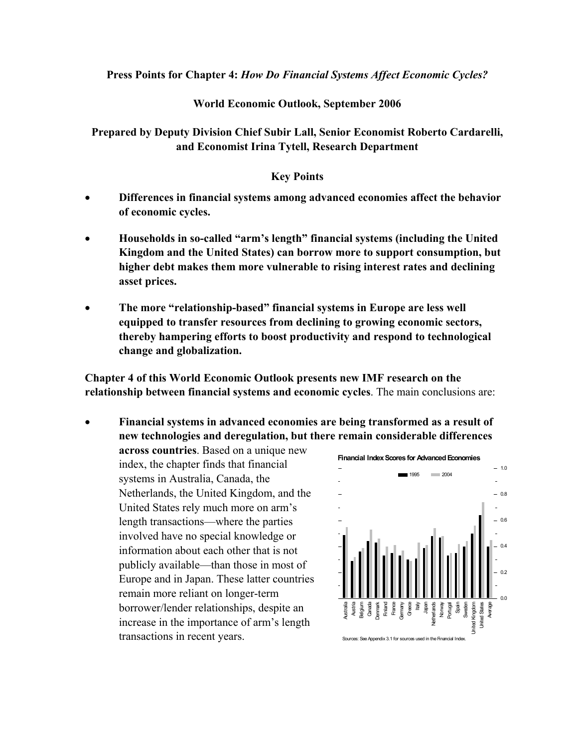**Press Points for Chapter 4:** ***How Do Financial Systems Affect Economic Cycles?***

**World Economic Outlook, September 2006**

**Prepared by Deputy Division Chief Subir Lall, Senior Economist Roberto Cardarelli, and Economist Irina Tytell, Research Department**

**Key Points**

- **Differences in financial systems among advanced economies affect the behavior of economic cycles.**
- **Households in so-called "arm's length" financial systems (including the United Kingdom and the United States) can borrow more to support consumption, but higher debt makes them more vulnerable to rising interest rates and declining asset prices.**
- **The more "relationship-based" financial systems in Europe are less well equipped to transfer resources from declining to growing economic sectors, thereby hampering efforts to boost productivity and respond to technological change and globalization.**

**Chapter 4 of this World Economic Outlook presents new IMF research on the relationship between financial systems and economic cycles**. The main conclusions are:

- **Financial systems in advanced economies are being transformed as a result of new technologies and deregulation, but there remain considerable differences across countries**. Based on a unique new index, the chapter finds that financial systems in Australia, Canada, the Netherlands, the United Kingdom, and the United States rely much more on arm's length transactions—where the parties involved have no special knowledge or information about each other that is not publicly available—than those in most of Europe and in Japan. These latter countries remain more reliant on longer-term borrower/lender relationships, despite an increase in the importance of arm's length transactions in recent years.

**Financial Index Scores for Advanced Economies**

Sources: See Appendix 3.1 for sources used in the Financial Index.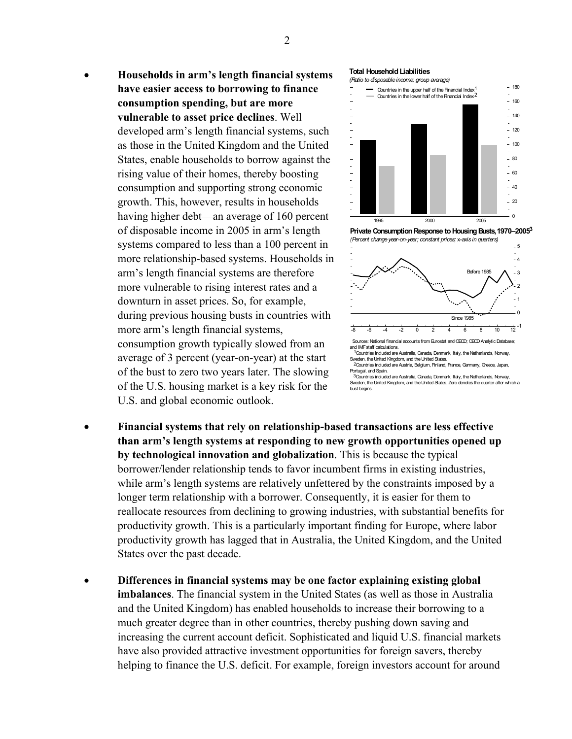- **Households in arm's length financial systems have easier access to borrowing to finance consumption spending, but are more vulnerable to asset price declines**. Well developed arm's length financial systems, such as those in the United Kingdom and the United States, enable households to borrow against the rising value of their homes, thereby boosting consumption and supporting strong economic growth. This, however, results in households having higher debt—an average of 160 percent of disposable income in 2005 in arm's length systems compared to less than a 100 percent in more relationship-based systems. Households in arm's length financial systems are therefore more vulnerable to rising interest rates and a downturn in asset prices. So, for example, during previous housing busts in countries with more arm's length financial systems, consumption growth typically slowed from an average of 3 percent (year-on-year) at the start of the bust to zero two years later. The slowing of the U.S. housing market is a key risk for the U.S. and global economic outlook.

**Total Household Liabilities**
*(Ratio to disposable income; group average)*

Countries in the upper half of the Financial Index[1]
Countries in the lower half of the Financial Index[2]

**Private Consumption Response to Housing Busts, 1970–2005[3]**
*(Percent change year-on-year; constant prices; x-axis in quarters)*

Before 1985
Since 1985

Sources: National financial accounts from Eurostat and OECD; OECD Analytic Database; and IMF staff calculations.
[1]Countries included are Australia, Canada, Denmark, Italy, the Netherlands, Norway, Sweden, the United Kingdom, and the United States.
[2]Countries included are Austria, Belgium, Finland, France, Germany, Greece, Japan, Portugal, and Spain.
[3]Countries included are Australia, Canada, Denmark, Italy, the Netherlands, Norway, Sweden, the United Kingdom, and the United States. Zero denotes the quarter after which a bust begins.

- **Financial systems that rely on relationship-based transactions are less effective than arm's length systems at responding to new growth opportunities opened up by technological innovation and globalization**. This is because the typical borrower/lender relationship tends to favor incumbent firms in existing industries, while arm's length systems are relatively unfettered by the constraints imposed by a longer term relationship with a borrower. Consequently, it is easier for them to reallocate resources from declining to growing industries, with substantial benefits for productivity growth. This is a particularly important finding for Europe, where labor productivity growth has lagged that in Australia, the United Kingdom, and the United States over the past decade.

- **Differences in financial systems may be one factor explaining existing global imbalances**. The financial system in the United States (as well as those in Australia and the United Kingdom) has enabled households to increase their borrowing to a much greater degree than in other countries, thereby pushing down saving and increasing the current account deficit. Sophisticated and liquid U.S. financial markets have also provided attractive investment opportunities for foreign savers, thereby helping to finance the U.S. deficit. For example, foreign investors account for around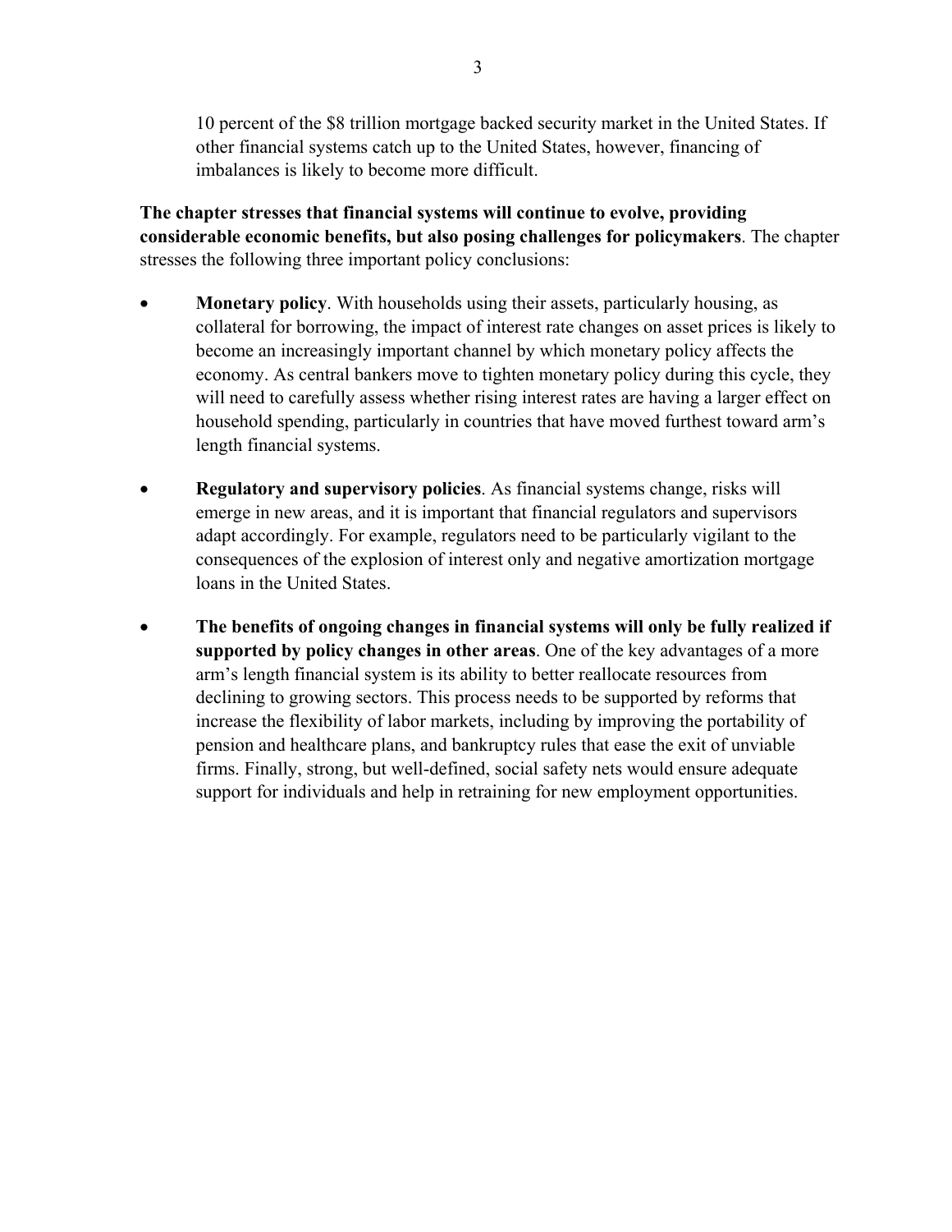10 percent of the $8 trillion mortgage backed security market in the United States. If other financial systems catch up to the United States, however, financing of imbalances is likely to become more difficult.

**The chapter stresses that financial systems will continue to evolve, providing considerable economic benefits, but also posing challenges for policymakers**. The chapter stresses the following three important policy conclusions:

- **Monetary policy**. With households using their assets, particularly housing, as collateral for borrowing, the impact of interest rate changes on asset prices is likely to become an increasingly important channel by which monetary policy affects the economy. As central bankers move to tighten monetary policy during this cycle, they will need to carefully assess whether rising interest rates are having a larger effect on household spending, particularly in countries that have moved furthest toward arm's length financial systems.

- **Regulatory and supervisory policies**. As financial systems change, risks will emerge in new areas, and it is important that financial regulators and supervisors adapt accordingly. For example, regulators need to be particularly vigilant to the consequences of the explosion of interest only and negative amortization mortgage loans in the United States.

- **The benefits of ongoing changes in financial systems will only be fully realized if supported by policy changes in other areas**. One of the key advantages of a more arm's length financial system is its ability to better reallocate resources from declining to growing sectors. This process needs to be supported by reforms that increase the flexibility of labor markets, including by improving the portability of pension and healthcare plans, and bankruptcy rules that ease the exit of unviable firms. Finally, strong, but well-defined, social safety nets would ensure adequate support for individuals and help in retraining for new employment opportunities.